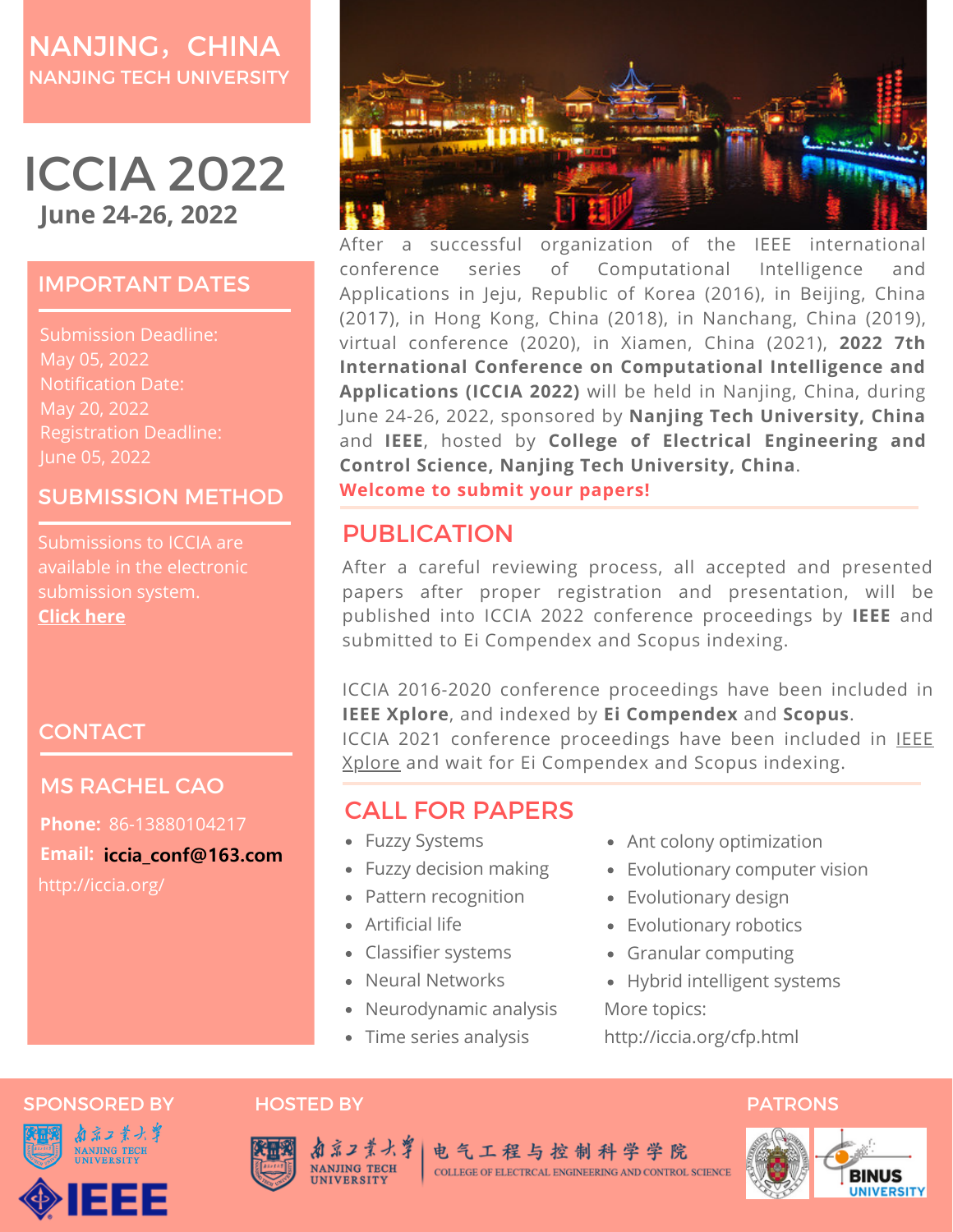# NANJING，CHINA

NANJING TECH UNIVERSITY

# ICCIA 2022

**June 24-26, 2022**

## IMPORTANT DATES

Submission Deadline:
May 05, 2022
Notification Date:
May 20, 2022
Registration Deadline:
June 05, 2022

## SUBMISSION METHOD

Submissions to ICCIA are available in the electronic submission system.
**Click here**

## CONTACT

### MS RACHEL CAO

**Phone:** 86-13880104217
**Email:** **iccia_conf@163.com**
http://iccia.org/

After a successful organization of the IEEE international conference series of Computational Intelligence and Applications in Jeju, Republic of Korea (2016), in Beijing, China (2017), in Hong Kong, China (2018), in Nanchang, China (2019), virtual conference (2020), in Xiamen, China (2021), **2022 7th International Conference on Computational Intelligence and Applications (ICCIA 2022)** will be held in Nanjing, China, during June 24-26, 2022, sponsored by **Nanjing Tech University, China** and **IEEE**, hosted by **College of Electrical Engineering and Control Science, Nanjing Tech University, China**.
**Welcome to submit your papers!**

## PUBLICATION

After a careful reviewing process, all accepted and presented papers after proper registration and presentation, will be published into ICCIA 2022 conference proceedings by **IEEE** and submitted to Ei Compendex and Scopus indexing.

ICCIA 2016-2020 conference proceedings have been included in **IEEE Xplore**, and indexed by **Ei Compendex** and **Scopus**.
ICCIA 2021 conference proceedings have been included in IEEE Xplore and wait for Ei Compendex and Scopus indexing.

## CALL FOR PAPERS

- Fuzzy Systems
- Fuzzy decision making
- Pattern recognition
- Artificial life
- Classifier systems
- Neural Networks
- Neurodynamic analysis
- Time series analysis
- Ant colony optimization
- Evolutionary computer vision
- Evolutionary design
- Evolutionary robotics
- Granular computing
- Hybrid intelligent systems

More topics:
http://iccia.org/cfp.html

## SPONSORED BY

南京工業大學 NANJING TECH UNIVERSITY
IEEE

## HOSTED BY

南京工業大學 NANJING TECH UNIVERSITY | 电气工程与控制科学学院 COLLEGE OF ELECTRCAL ENGINEERING AND CONTROL SCIENCE

## PATRONS

BINUS UNIVERSITY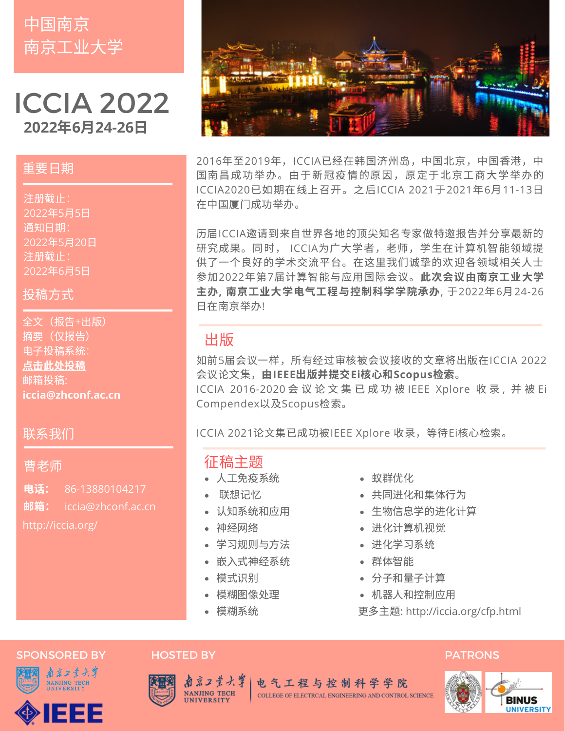中国南京
南京工业大学

# ICCIA 2022

**2022年6月24-26日**

## 重要日期

注册截止：
2022年5月5日
通知日期：
2022年5月20日
注册截止：
2022年6月5日

## 投稿方式

全文（报告+出版）
摘要（仅报告）
电子投稿系统：
**点击此处投稿**
邮箱投稿:
**iccia@zhconf.ac.cn**

## 联系我们

曹老师

**电话：** 86-13880104217
**邮箱：** iccia@zhconf.ac.cn
http://iccia.org/

2016年至2019年，ICCIA已经在韩国济州岛，中国北京，中国香港，中国南昌成功举办。由于新冠疫情的原因，原定于北京工商大学举办的ICCIA2020已如期在线上召开。之后ICCIA 2021于2021年6月11-13日在中国厦门成功举办。

历届ICCIA邀请到来自世界各地的顶尖知名专家做特邀报告并分享最新的研究成果。同时，ICCIA为广大学者，老师，学生在计算机智能领域提供了一个良好的学术交流平台。在这里我们诚挚的欢迎各领域相关人士参加2022年第7届计算智能与应用国际会议。**此次会议由南京工业大学主办，南京工业大学电气工程与控制科学学院承办**，于2022年6月24-26日在南京举办!

## 出版

如前5届会议一样，所有经过审核被会议接收的文章将出版在ICCIA 2022会议论文集，**由IEEE出版并提交Ei核心和Scopus检索**。
ICCIA 2016-2020会议论文集已成功被IEEE Xplore 收录，并被Ei Compendex以及Scopus检索。

ICCIA 2021论文集已成功被IEEE Xplore 收录，等待Ei核心检索。

## 征稿主题

- 人工免疫系统
- 联想记忆
- 认知系统和应用
- 神经网络
- 学习规则与方法
- 嵌入式神经系统
- 模式识别
- 模糊图像处理
- 模糊系统
- 蚁群优化
- 共同进化和集体行为
- 生物信息学的进化计算
- 进化计算机视觉
- 进化学习系统
- 群体智能
- 分子和量子计算
- 机器人和控制应用

更多主题: http://iccia.org/cfp.html

SPONSORED BY

南京工业大学 NANJING TECH UNIVERSITY
IEEE

HOSTED BY

南京工业大学 NANJING TECH UNIVERSITY | 电气工程与控制科学学院 COLLEGE OF ELECTRCAL ENGINEERING AND CONTROL SCIENCE

PATRONS

BINUS UNIVERSITY